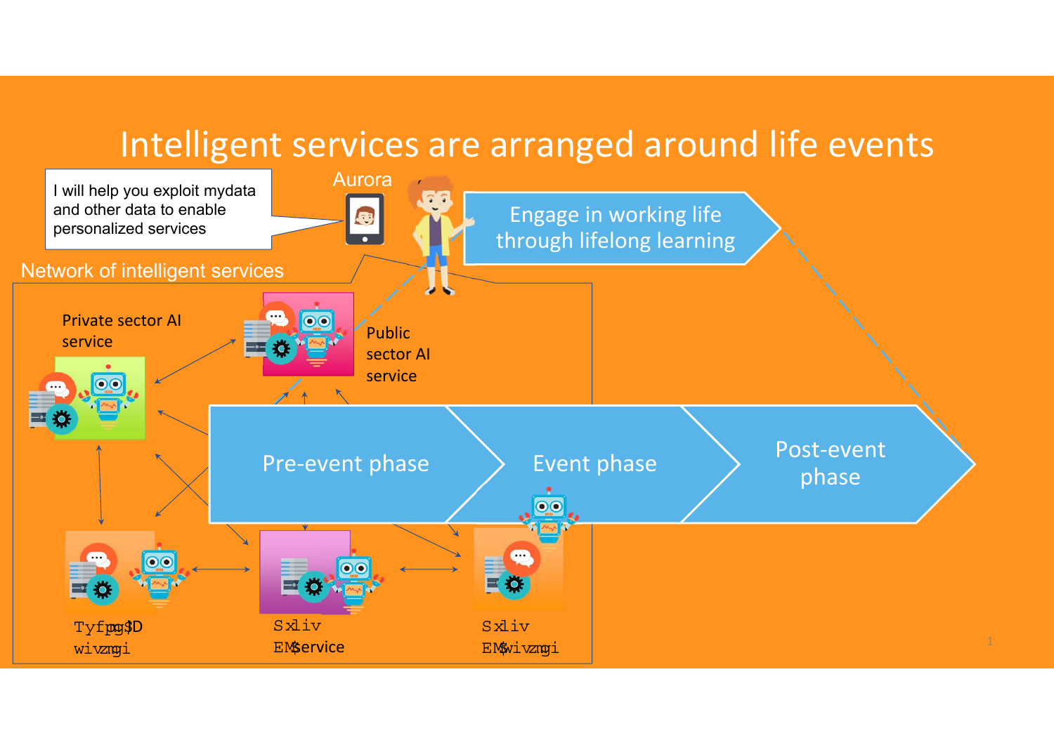# Intelligent services are arranged around life events

I will help you exploit mydata and other data to enable personalized services

Aurora

Engage in working life through lifelong learning

Network of intelligent services

Private sector AI service

Public sector AI service

Pre-event phase

Event phase

Post-event phase

Tyfpg$D wivzngi

Sxliv EM$ervice

Sxliv EM$wivzngi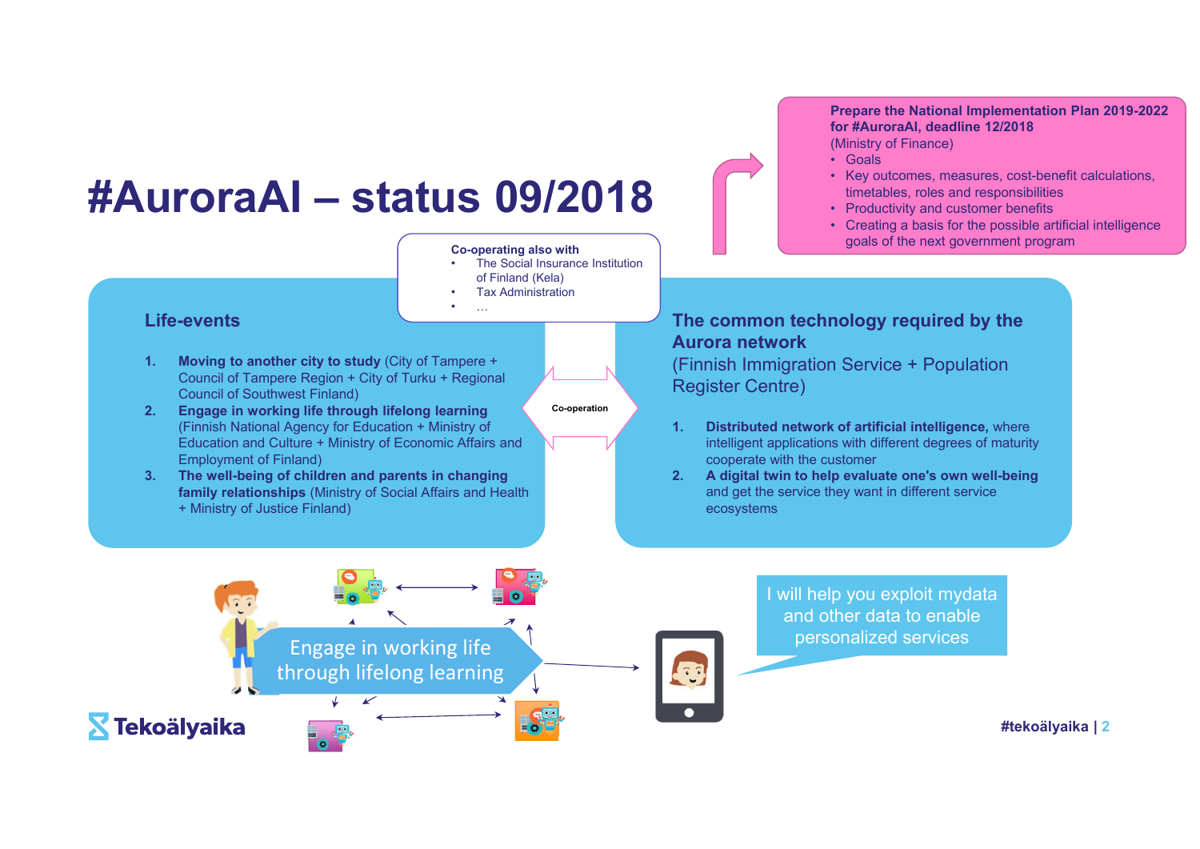# #AuroraAI – status 09/2018

**Prepare the National Implementation Plan 2019-2022 for #AuroraAI, deadline 12/2018**
(Ministry of Finance)

- Goals
- Key outcomes, measures, cost-benefit calculations, timetables, roles and responsibilities
- Productivity and customer benefits
- Creating a basis for the possible artificial intelligence goals of the next government program

**Co-operating also with**

- The Social Insurance Institution of Finland (Kela)
- Tax Administration
- …

## Life-events

1. **Moving to another city to study** (City of Tampere + Council of Tampere Region + City of Turku + Regional Council of Southwest Finland)
2. **Engage in working life through lifelong learning** (Finnish National Agency for Education + Ministry of Education and Culture + Ministry of Economic Affairs and Employment of Finland)
3. **The well-being of children and parents in changing family relationships** (Ministry of Social Affairs and Health + Ministry of Justice Finland)

Co-operation

## The common technology required by the Aurora network

(Finnish Immigration Service + Population Register Centre)

1. **Distributed network of artificial intelligence,** where intelligent applications with different degrees of maturity cooperate with the customer
2. **A digital twin to help evaluate one's own well-being** and get the service they want in different service ecosystems

Engage in working life through lifelong learning

I will help you exploit mydata and other data to enable personalized services

Tekoälyaika

#tekoälyaika